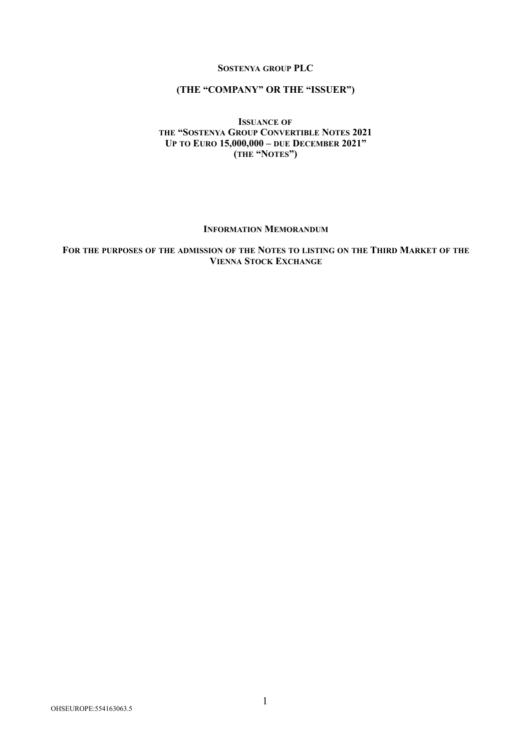**SOSTENYA GROUP PLC**

**(THE "COMPANY" OR THE "ISSUER")**

**ISSUANCE OF**
**THE "SOSTENYA GROUP CONVERTIBLE NOTES 2021**
**UP TO EURO 15,000,000 – DUE DECEMBER 2021"**
**(THE "NOTES")**

**INFORMATION MEMORANDUM**

**FOR THE PURPOSES OF THE ADMISSION OF THE NOTES TO LISTING ON THE THIRD MARKET OF THE VIENNA STOCK EXCHANGE**

OHSEUROPE:554163063.5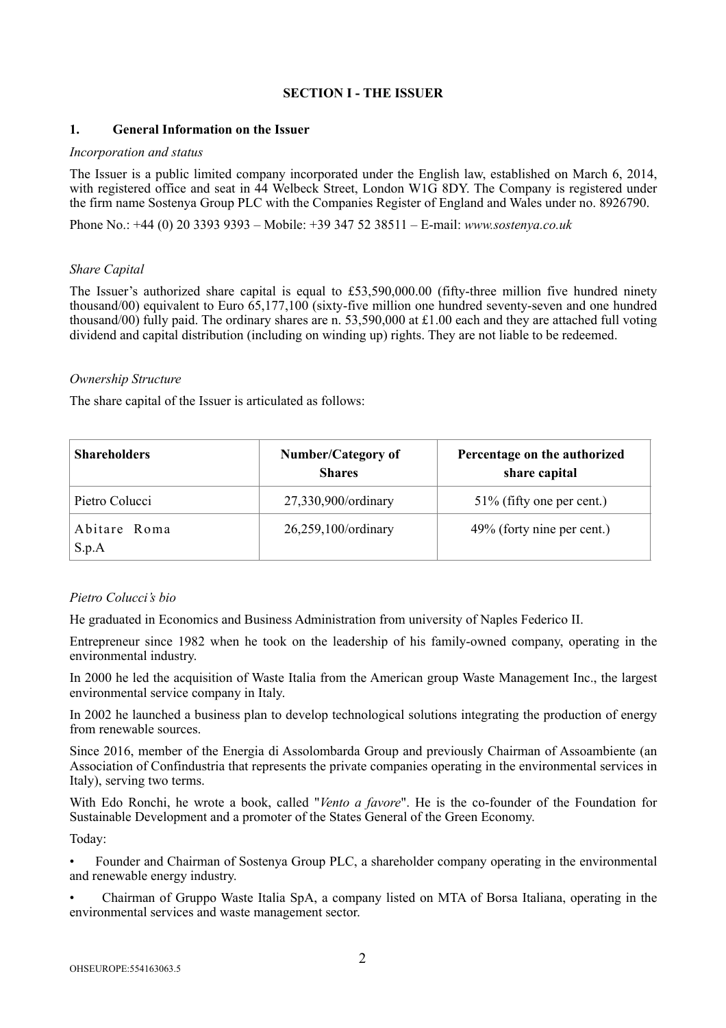## SECTION I - THE ISSUER

### 1. General Information on the Issuer

*Incorporation and status*

The Issuer is a public limited company incorporated under the English law, established on March 6, 2014, with registered office and seat in 44 Welbeck Street, London W1G 8DY. The Company is registered under the firm name Sostenya Group PLC with the Companies Register of England and Wales under no. 8926790.

Phone No.: +44 (0) 20 3393 9393 – Mobile: +39 347 52 38511 – E-mail: *www.sostenya.co.uk*

*Share Capital*

The Issuer's authorized share capital is equal to £53,590,000.00 (fifty-three million five hundred ninety thousand/00) equivalent to Euro 65,177,100 (sixty-five million one hundred seventy-seven and one hundred thousand/00) fully paid. The ordinary shares are n. 53,590,000 at £1.00 each and they are attached full voting dividend and capital distribution (including on winding up) rights. They are not liable to be redeemed.

*Ownership Structure*

The share capital of the Issuer is articulated as follows:

| Shareholders | Number/Category of Shares | Percentage on the authorized share capital |
|---|---|---|
| Pietro Colucci | 27,330,900/ordinary | 51% (fifty one per cent.) |
| Abitare Roma S.p.A | 26,259,100/ordinary | 49% (forty nine per cent.) |

*Pietro Colucci's bio*

He graduated in Economics and Business Administration from university of Naples Federico II.

Entrepreneur since 1982 when he took on the leadership of his family-owned company, operating in the environmental industry.

In 2000 he led the acquisition of Waste Italia from the American group Waste Management Inc., the largest environmental service company in Italy.

In 2002 he launched a business plan to develop technological solutions integrating the production of energy from renewable sources.

Since 2016, member of the Energia di Assolombarda Group and previously Chairman of Assoambiente (an Association of Confindustria that represents the private companies operating in the environmental services in Italy), serving two terms.

With Edo Ronchi, he wrote a book, called "*Vento a favore*". He is the co-founder of the Foundation for Sustainable Development and a promoter of the States General of the Green Economy.

Today:

- Founder and Chairman of Sostenya Group PLC, a shareholder company operating in the environmental and renewable energy industry.
- Chairman of Gruppo Waste Italia SpA, a company listed on MTA of Borsa Italiana, operating in the environmental services and waste management sector.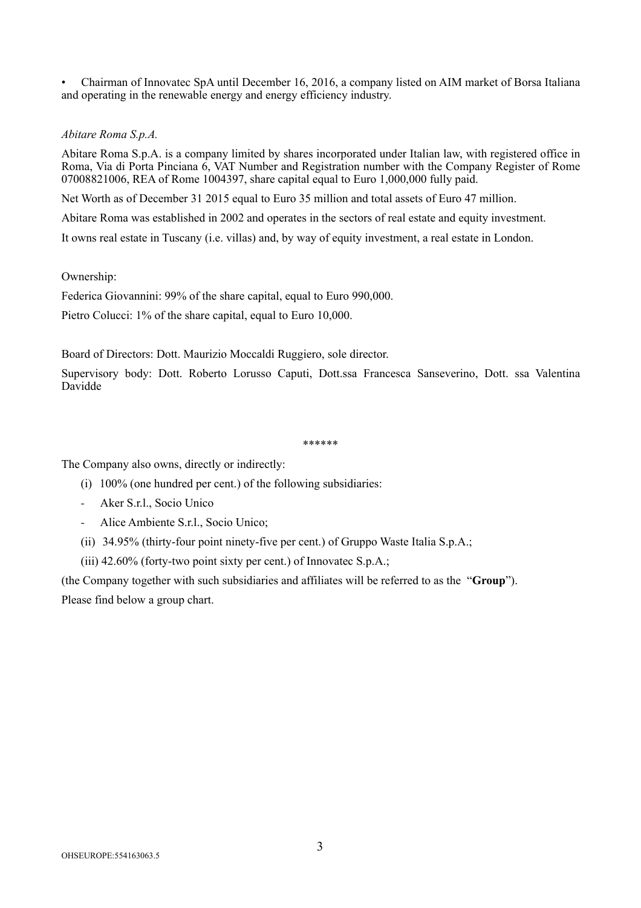- Chairman of Innovatec SpA until December 16, 2016, a company listed on AIM market of Borsa Italiana and operating in the renewable energy and energy efficiency industry.

*Abitare Roma S.p.A.*

Abitare Roma S.p.A. is a company limited by shares incorporated under Italian law, with registered office in Roma, Via di Porta Pinciana 6, VAT Number and Registration number with the Company Register of Rome 07008821006, REA of Rome 1004397, share capital equal to Euro 1,000,000 fully paid.

Net Worth as of December 31 2015 equal to Euro 35 million and total assets of Euro 47 million.

Abitare Roma was established in 2002 and operates in the sectors of real estate and equity investment.

It owns real estate in Tuscany (i.e. villas) and, by way of equity investment, a real estate in London.

Ownership:

Federica Giovannini: 99% of the share capital, equal to Euro 990,000.

Pietro Colucci: 1% of the share capital, equal to Euro 10,000.

Board of Directors: Dott. Maurizio Moccaldi Ruggiero, sole director.

Supervisory body: Dott. Roberto Lorusso Caputi, Dott.ssa Francesca Sanseverino, Dott. ssa Valentina Davidde

******

The Company also owns, directly or indirectly:

(i) 100% (one hundred per cent.) of the following subsidiaries:

- Aker S.r.l., Socio Unico
- Alice Ambiente S.r.l., Socio Unico;

(ii) 34.95% (thirty-four point ninety-five per cent.) of Gruppo Waste Italia S.p.A.;

(iii) 42.60% (forty-two point sixty per cent.) of Innovatec S.p.A.;

(the Company together with such subsidiaries and affiliates will be referred to as the "**Group**").

Please find below a group chart.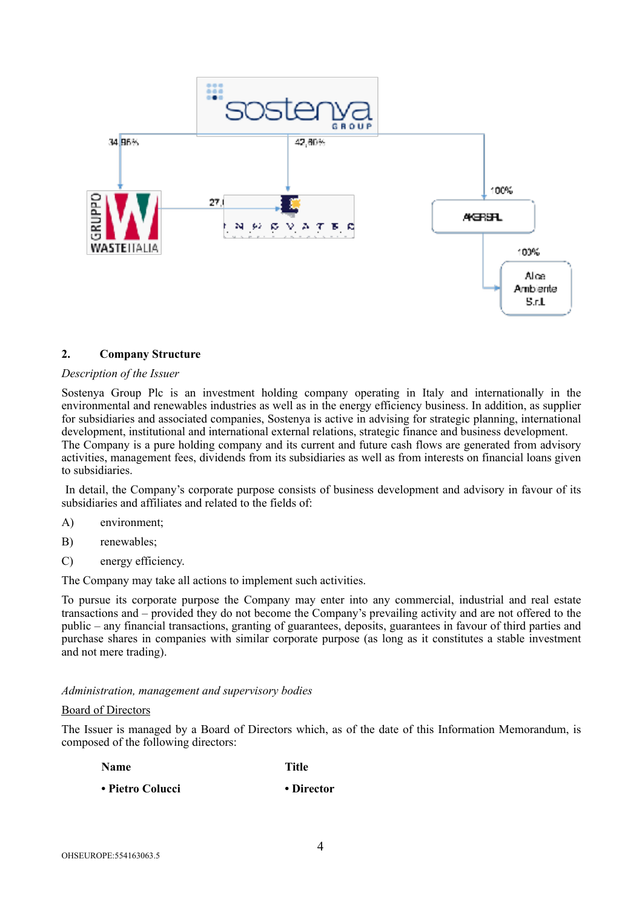## 2. Company Structure

*Description of the Issuer*

Sostenya Group Plc is an investment holding company operating in Italy and internationally in the environmental and renewables industries as well as in the energy efficiency business. In addition, as supplier for subsidiaries and associated companies, Sostenya is active in advising for strategic planning, international development, institutional and international external relations, strategic finance and business development. The Company is a pure holding company and its current and future cash flows are generated from advisory activities, management fees, dividends from its subsidiaries as well as from interests on financial loans given to subsidiaries.

In detail, the Company's corporate purpose consists of business development and advisory in favour of its subsidiaries and affiliates and related to the fields of:

A) environment;

B) renewables;

C) energy efficiency.

The Company may take all actions to implement such activities.

To pursue its corporate purpose the Company may enter into any commercial, industrial and real estate transactions and – provided they do not become the Company's prevailing activity and are not offered to the public – any financial transactions, granting of guarantees, deposits, guarantees in favour of third parties and purchase shares in companies with similar corporate purpose (as long as it constitutes a stable investment and not mere trading).

*Administration, management and supervisory bodies*

<u>Board of Directors</u>

The Issuer is managed by a Board of Directors which, as of the date of this Information Memorandum, is composed of the following directors:

| Name | Title |
|---|---|
| **• Pietro Colucci** | **• Director** |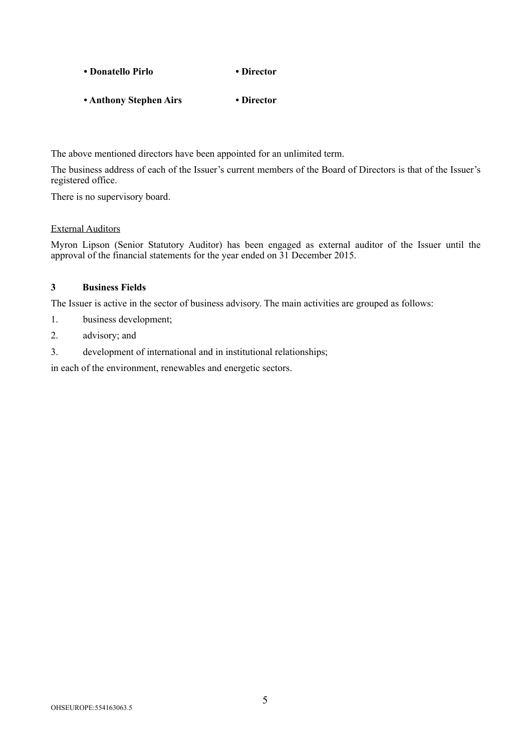- **Donatello Pirlo** • **Director**
- **Anthony Stephen Airs** • **Director**

The above mentioned directors have been appointed for an unlimited term.

The business address of each of the Issuer's current members of the Board of Directors is that of the Issuer's registered office.

There is no supervisory board.

External Auditors

Myron Lipson (Senior Statutory Auditor) has been engaged as external auditor of the Issuer until the approval of the financial statements for the year ended on 31 December 2015.

### 3 Business Fields

The Issuer is active in the sector of business advisory. The main activities are grouped as follows:

1. business development;
2. advisory; and
3. development of international and in institutional relationships;

in each of the environment, renewables and energetic sectors.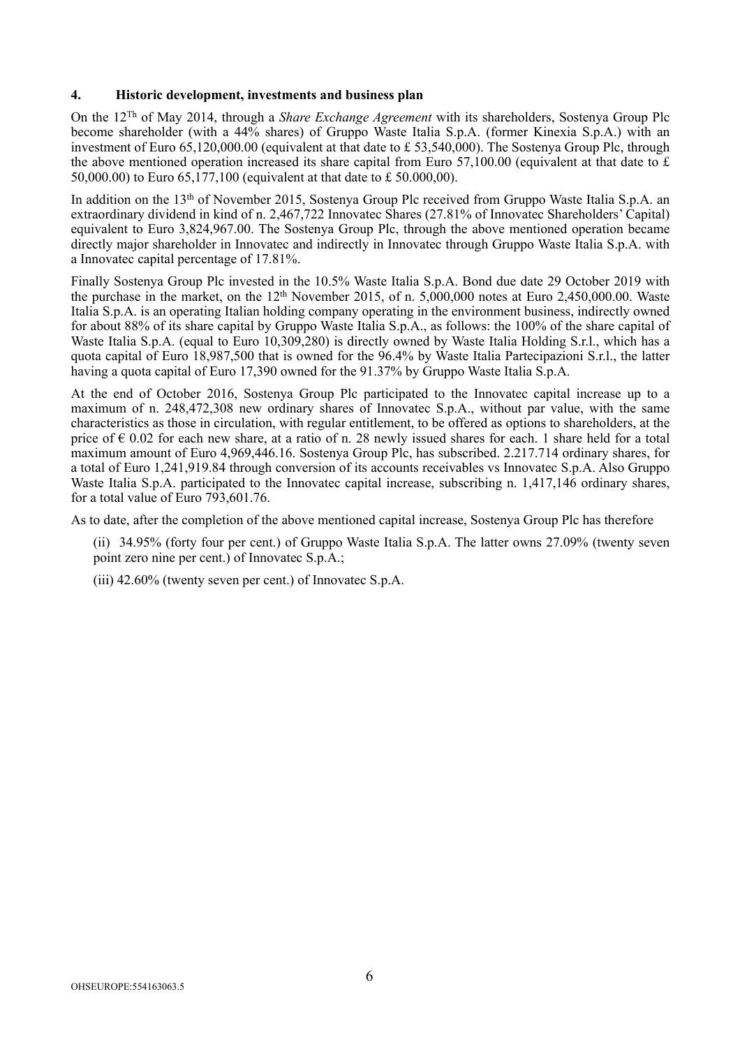## 4. Historic development, investments and business plan

On the 12[Th] of May 2014, through a *Share Exchange Agreement* with its shareholders, Sostenya Group Plc become shareholder (with a 44% shares) of Gruppo Waste Italia S.p.A. (former Kinexia S.p.A.) with an investment of Euro 65,120,000.00 (equivalent at that date to £ 53,540,000). The Sostenya Group Plc, through the above mentioned operation increased its share capital from Euro 57,100.00 (equivalent at that date to £ 50,000.00) to Euro 65,177,100 (equivalent at that date to £ 50.000,00).

In addition on the 13[th] of November 2015, Sostenya Group Plc received from Gruppo Waste Italia S.p.A. an extraordinary dividend in kind of n. 2,467,722 Innovatec Shares (27.81% of Innovatec Shareholders' Capital) equivalent to Euro 3,824,967.00. The Sostenya Group Plc, through the above mentioned operation became directly major shareholder in Innovatec and indirectly in Innovatec through Gruppo Waste Italia S.p.A. with a Innovatec capital percentage of 17.81%.

Finally Sostenya Group Plc invested in the 10.5% Waste Italia S.p.A. Bond due date 29 October 2019 with the purchase in the market, on the 12[th] November 2015, of n. 5,000,000 notes at Euro 2,450,000.00. Waste Italia S.p.A. is an operating Italian holding company operating in the environment business, indirectly owned for about 88% of its share capital by Gruppo Waste Italia S.p.A., as follows: the 100% of the share capital of Waste Italia S.p.A. (equal to Euro 10,309,280) is directly owned by Waste Italia Holding S.r.l., which has a quota capital of Euro 18,987,500 that is owned for the 96.4% by Waste Italia Partecipazioni S.r.l., the latter having a quota capital of Euro 17,390 owned for the 91.37% by Gruppo Waste Italia S.p.A.

At the end of October 2016, Sostenya Group Plc participated to the Innovatec capital increase up to a maximum of n. 248,472,308 new ordinary shares of Innovatec S.p.A., without par value, with the same characteristics as those in circulation, with regular entitlement, to be offered as options to shareholders, at the price of € 0.02 for each new share, at a ratio of n. 28 newly issued shares for each. 1 share held for a total maximum amount of Euro 4,969,446.16. Sostenya Group Plc, has subscribed. 2.217.714 ordinary shares, for a total of Euro 1,241,919.84 through conversion of its accounts receivables vs Innovatec S.p.A. Also Gruppo Waste Italia S.p.A. participated to the Innovatec capital increase, subscribing n. 1,417,146 ordinary shares, for a total value of Euro 793,601.76.

As to date, after the completion of the above mentioned capital increase, Sostenya Group Plc has therefore

(ii) 34.95% (forty four per cent.) of Gruppo Waste Italia S.p.A. The latter owns 27.09% (twenty seven point zero nine per cent.) of Innovatec S.p.A.;

(iii) 42.60% (twenty seven per cent.) of Innovatec S.p.A.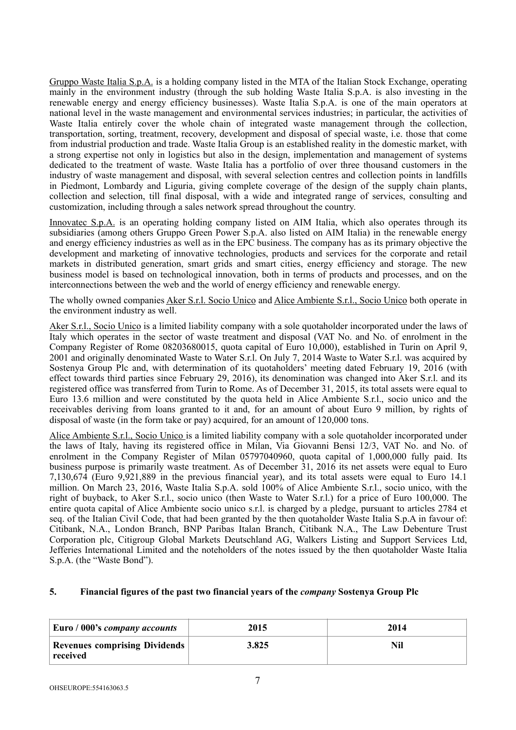<u>Gruppo Waste Italia S.p.A.</u> is a holding company listed in the MTA of the Italian Stock Exchange, operating mainly in the environment industry (through the sub holding Waste Italia S.p.A. is also investing in the renewable energy and energy efficiency businesses). Waste Italia S.p.A. is one of the main operators at national level in the waste management and environmental services industries; in particular, the activities of Waste Italia entirely cover the whole chain of integrated waste management through the collection, transportation, sorting, treatment, recovery, development and disposal of special waste, i.e. those that come from industrial production and trade. Waste Italia Group is an established reality in the domestic market, with a strong expertise not only in logistics but also in the design, implementation and management of systems dedicated to the treatment of waste. Waste Italia has a portfolio of over three thousand customers in the industry of waste management and disposal, with several selection centres and collection points in landfills in Piedmont, Lombardy and Liguria, giving complete coverage of the design of the supply chain plants, collection and selection, till final disposal, with a wide and integrated range of services, consulting and customization, including through a sales network spread throughout the country.

<u>Innovatec S.p.A.</u> is an operating holding company listed on AIM Italia, which also operates through its subsidiaries (among others Gruppo Green Power S.p.A. also listed on AIM Italia) in the renewable energy and energy efficiency industries as well as in the EPC business. The company has as its primary objective the development and marketing of innovative technologies, products and services for the corporate and retail markets in distributed generation, smart grids and smart cities, energy efficiency and storage. The new business model is based on technological innovation, both in terms of products and processes, and on the interconnections between the web and the world of energy efficiency and renewable energy.

The wholly owned companies <u>Aker S.r.l. Socio Unico</u> and <u>Alice Ambiente S.r.l., Socio Unico</u> both operate in the environment industry as well.

<u>Aker S.r.l., Socio Unico</u> is a limited liability company with a sole quotaholder incorporated under the laws of Italy which operates in the sector of waste treatment and disposal (VAT No. and No. of enrolment in the Company Register of Rome 08203680015, quota capital of Euro 10,000), established in Turin on April 9, 2001 and originally denominated Waste to Water S.r.l. On July 7, 2014 Waste to Water S.r.l. was acquired by Sostenya Group Plc and, with determination of its quotaholders' meeting dated February 19, 2016 (with effect towards third parties since February 29, 2016), its denomination was changed into Aker S.r.l. and its registered office was transferred from Turin to Rome. As of December 31, 2015, its total assets were equal to Euro 13.6 million and were constituted by the quota held in Alice Ambiente S.r.l., socio unico and the receivables deriving from loans granted to it and, for an amount of about Euro 9 million, by rights of disposal of waste (in the form take or pay) acquired, for an amount of 120,000 tons.

<u>Alice Ambiente S.r.l., Socio Unico</u> is a limited liability company with a sole quotaholder incorporated under the laws of Italy, having its registered office in Milan, Via Giovanni Bensi 12/3, VAT No. and No. of enrolment in the Company Register of Milan 05797040960, quota capital of 1,000,000 fully paid. Its business purpose is primarily waste treatment. As of December 31, 2016 its net assets were equal to Euro 7,130,674 (Euro 9,921,889 in the previous financial year), and its total assets were equal to Euro 14.1 million. On March 23, 2016, Waste Italia S.p.A. sold 100% of Alice Ambiente S.r.l., socio unico, with the right of buyback, to Aker S.r.l., socio unico (then Waste to Water S.r.l.) for a price of Euro 100,000. The entire quota capital of Alice Ambiente socio unico s.r.l. is charged by a pledge, pursuant to articles 2784 et seq. of the Italian Civil Code, that had been granted by the then quotaholder Waste Italia S.p.A in favour of: Citibank, N.A., London Branch, BNP Paribas Italan Branch, Citibank N.A., The Law Debenture Trust Corporation plc, Citigroup Global Markets Deutschland AG, Walkers Listing and Support Services Ltd, Jefferies International Limited and the noteholders of the notes issued by the then quotaholder Waste Italia S.p.A. (the "Waste Bond").

## 5. Financial figures of the past two financial years of the *company* Sostenya Group Plc

| Euro / 000's *company accounts* | 2015 | 2014 |
|---|---|---|
| **Revenues comprising Dividends received** | **3.825** | **Nil** |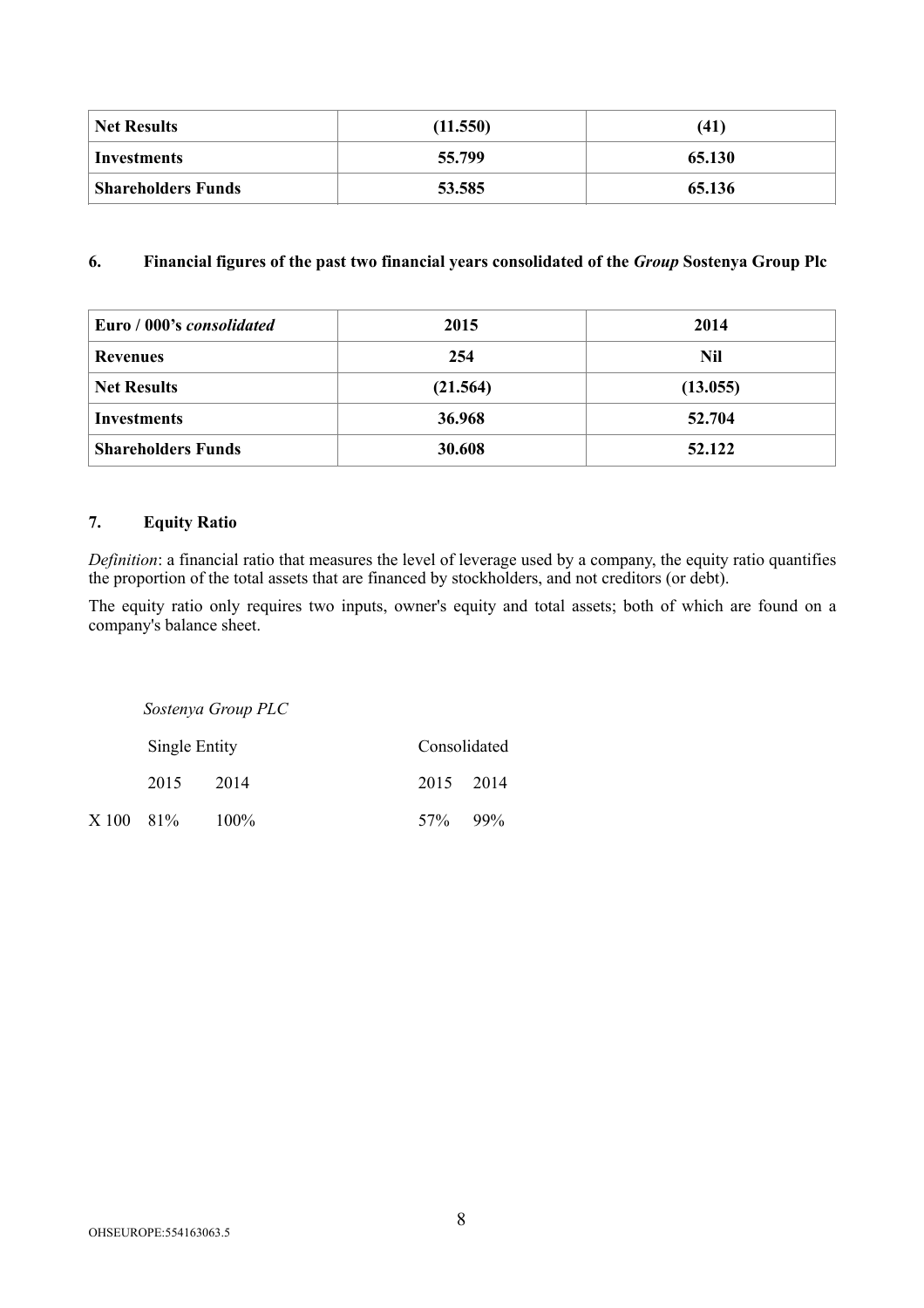| **Net Results** | **(11.550)** | **(41)** |
|---|---|---|
| **Investments** | **55.799** | **65.130** |
| **Shareholders Funds** | **53.585** | **65.136** |

### 6. Financial figures of the past two financial years consolidated of the *Group* Sostenya Group Plc

| **Euro / 000's *consolidated*** | **2015** | **2014** |
|---|---|---|
| **Revenues** | **254** | **Nil** |
| **Net Results** | **(21.564)** | **(13.055)** |
| **Investments** | **36.968** | **52.704** |
| **Shareholders Funds** | **30.608** | **52.122** |

### 7. Equity Ratio

*Definition*: a financial ratio that measures the level of leverage used by a company, the equity ratio quantifies the proportion of the total assets that are financed by stockholders, and not creditors (or debt).

The equity ratio only requires two inputs, owner's equity and total assets; both of which are found on a company's balance sheet.

*Sostenya Group PLC*

| | Single Entity | | Consolidated | |
|---|---|---|---|---|
| | 2015 | 2014 | 2015 | 2014 |
| X 100 | 81% | 100% | 57% | 99% |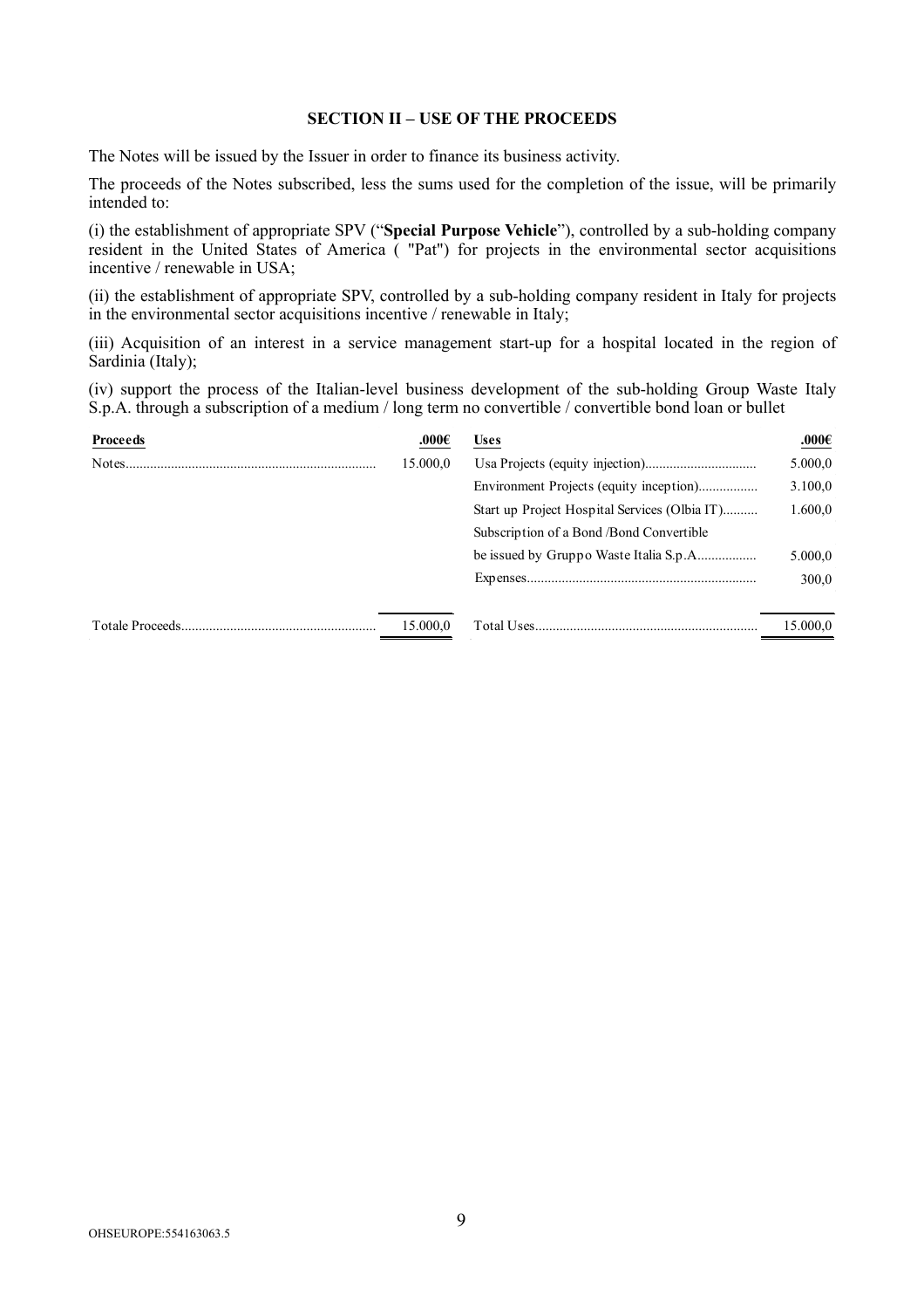## SECTION II – USE OF THE PROCEEDS

The Notes will be issued by the Issuer in order to finance its business activity.

The proceeds of the Notes subscribed, less the sums used for the completion of the issue, will be primarily intended to:

(i) the establishment of appropriate SPV ("**Special Purpose Vehicle**"), controlled by a sub-holding company resident in the United States of America ( "Pat") for projects in the environmental sector acquisitions incentive / renewable in USA;

(ii) the establishment of appropriate SPV, controlled by a sub-holding company resident in Italy for projects in the environmental sector acquisitions incentive / renewable in Italy;

(iii) Acquisition of an interest in a service management start-up for a hospital located in the region of Sardinia (Italy);

(iv) support the process of the Italian-level business development of the sub-holding Group Waste Italy S.p.A. through a subscription of a medium / long term no convertible / convertible bond loan or bullet

| Proceeds | .000€ | Uses | .000€ |
|---|---|---|---|
| Notes | 15.000,0 | Usa Projects (equity injection) | 5.000,0 |
| | | Environment Projects (equity inception) | 3.100,0 |
| | | Start up Project Hospital Services (Olbia IT) | 1.600,0 |
| | | Subscription of a Bond /Bond Convertible be issued by Gruppo Waste Italia S.p.A | 5.000,0 |
| | | Expenses | 300,0 |
| Totale Proceeds | 15.000,0 | Total Uses | 15.000,0 |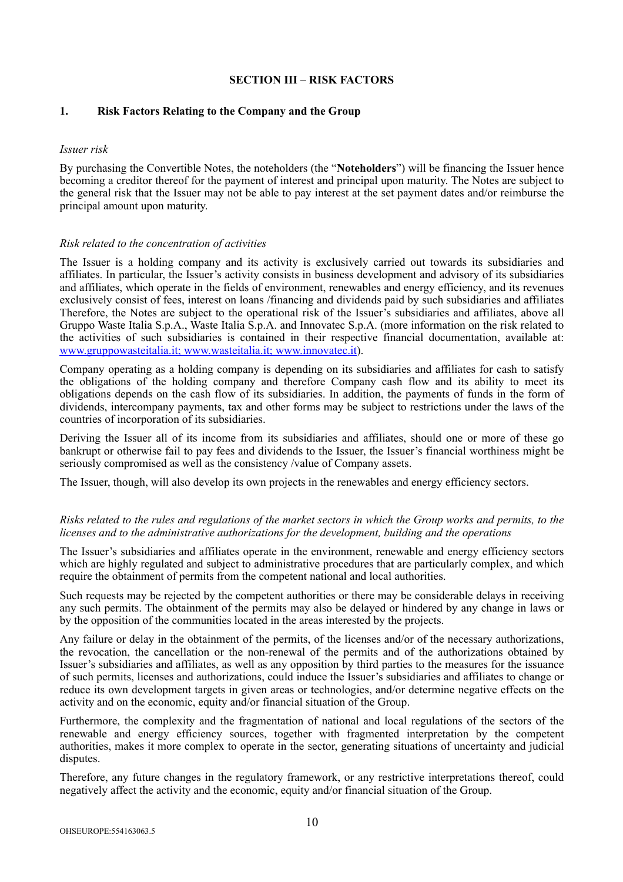## SECTION III – RISK FACTORS

### 1. Risk Factors Relating to the Company and the Group

*Issuer risk*

By purchasing the Convertible Notes, the noteholders (the "**Noteholders**") will be financing the Issuer hence becoming a creditor thereof for the payment of interest and principal upon maturity. The Notes are subject to the general risk that the Issuer may not be able to pay interest at the set payment dates and/or reimburse the principal amount upon maturity.

*Risk related to the concentration of activities*

The Issuer is a holding company and its activity is exclusively carried out towards its subsidiaries and affiliates. In particular, the Issuer's activity consists in business development and advisory of its subsidiaries and affiliates, which operate in the fields of environment, renewables and energy efficiency, and its revenues exclusively consist of fees, interest on loans /financing and dividends paid by such subsidiaries and affiliates Therefore, the Notes are subject to the operational risk of the Issuer's subsidiaries and affiliates, above all Gruppo Waste Italia S.p.A., Waste Italia S.p.A. and Innovatec S.p.A. (more information on the risk related to the activities of such subsidiaries is contained in their respective financial documentation, available at: www.gruppowasteitalia.it; www.wasteitalia.it; www.innovatec.it).

Company operating as a holding company is depending on its subsidiaries and affiliates for cash to satisfy the obligations of the holding company and therefore Company cash flow and its ability to meet its obligations depends on the cash flow of its subsidiaries. In addition, the payments of funds in the form of dividends, intercompany payments, tax and other forms may be subject to restrictions under the laws of the countries of incorporation of its subsidiaries.

Deriving the Issuer all of its income from its subsidiaries and affiliates, should one or more of these go bankrupt or otherwise fail to pay fees and dividends to the Issuer, the Issuer's financial worthiness might be seriously compromised as well as the consistency /value of Company assets.

The Issuer, though, will also develop its own projects in the renewables and energy efficiency sectors.

*Risks related to the rules and regulations of the market sectors in which the Group works and permits, to the licenses and to the administrative authorizations for the development, building and the operations*

The Issuer's subsidiaries and affiliates operate in the environment, renewable and energy efficiency sectors which are highly regulated and subject to administrative procedures that are particularly complex, and which require the obtainment of permits from the competent national and local authorities.

Such requests may be rejected by the competent authorities or there may be considerable delays in receiving any such permits. The obtainment of the permits may also be delayed or hindered by any change in laws or by the opposition of the communities located in the areas interested by the projects.

Any failure or delay in the obtainment of the permits, of the licenses and/or of the necessary authorizations, the revocation, the cancellation or the non-renewal of the permits and of the authorizations obtained by Issuer's subsidiaries and affiliates, as well as any opposition by third parties to the measures for the issuance of such permits, licenses and authorizations, could induce the Issuer's subsidiaries and affiliates to change or reduce its own development targets in given areas or technologies, and/or determine negative effects on the activity and on the economic, equity and/or financial situation of the Group.

Furthermore, the complexity and the fragmentation of national and local regulations of the sectors of the renewable and energy efficiency sources, together with fragmented interpretation by the competent authorities, makes it more complex to operate in the sector, generating situations of uncertainty and judicial disputes.

Therefore, any future changes in the regulatory framework, or any restrictive interpretations thereof, could negatively affect the activity and the economic, equity and/or financial situation of the Group.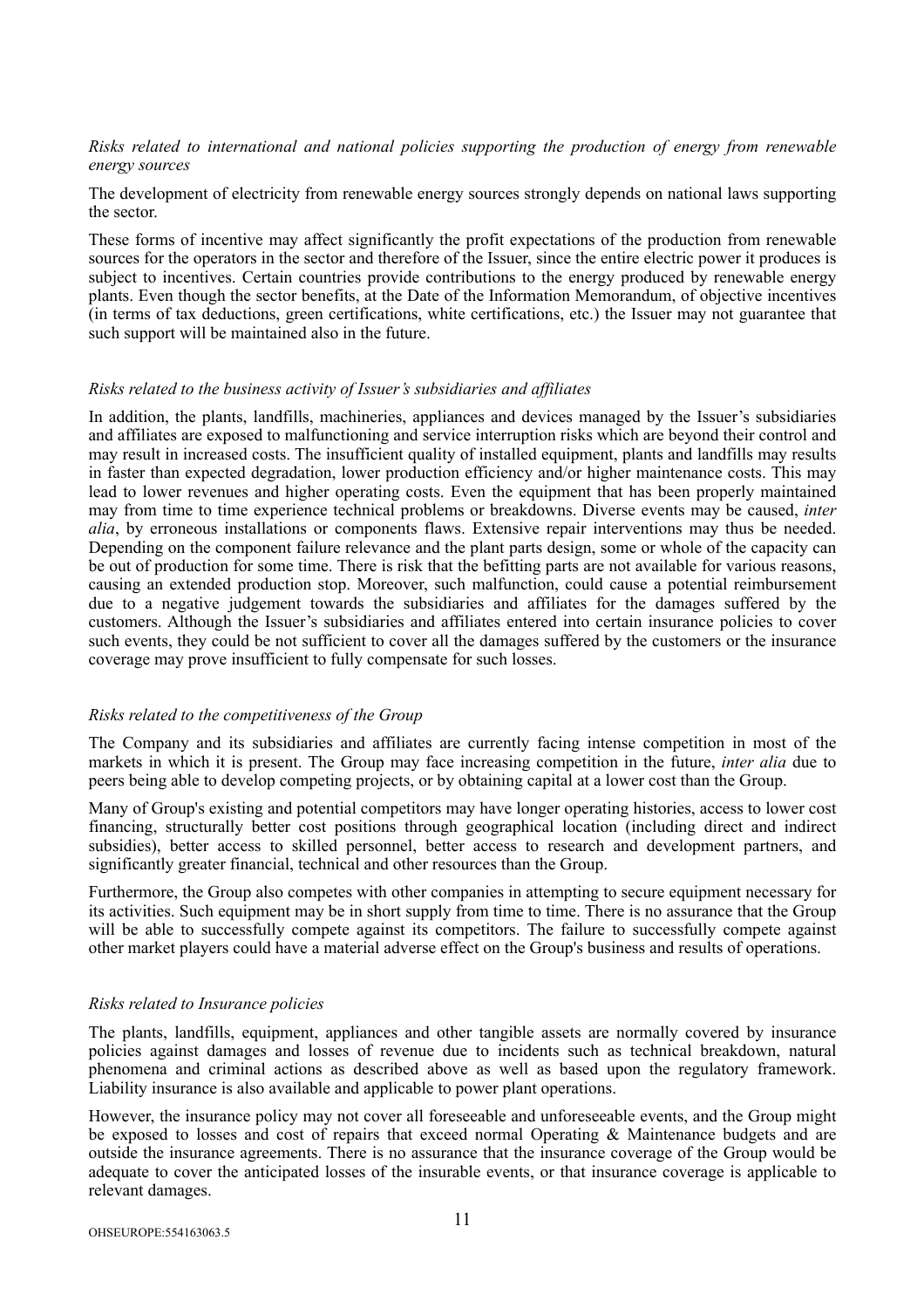*Risks related to international and national policies supporting the production of energy from renewable energy sources*

The development of electricity from renewable energy sources strongly depends on national laws supporting the sector.

These forms of incentive may affect significantly the profit expectations of the production from renewable sources for the operators in the sector and therefore of the Issuer, since the entire electric power it produces is subject to incentives. Certain countries provide contributions to the energy produced by renewable energy plants. Even though the sector benefits, at the Date of the Information Memorandum, of objective incentives (in terms of tax deductions, green certifications, white certifications, etc.) the Issuer may not guarantee that such support will be maintained also in the future.

*Risks related to the business activity of Issuer's subsidiaries and affiliates*

In addition, the plants, landfills, machineries, appliances and devices managed by the Issuer's subsidiaries and affiliates are exposed to malfunctioning and service interruption risks which are beyond their control and may result in increased costs. The insufficient quality of installed equipment, plants and landfills may results in faster than expected degradation, lower production efficiency and/or higher maintenance costs. This may lead to lower revenues and higher operating costs. Even the equipment that has been properly maintained may from time to time experience technical problems or breakdowns. Diverse events may be caused, *inter alia*, by erroneous installations or components flaws. Extensive repair interventions may thus be needed. Depending on the component failure relevance and the plant parts design, some or whole of the capacity can be out of production for some time. There is risk that the befitting parts are not available for various reasons, causing an extended production stop. Moreover, such malfunction, could cause a potential reimbursement due to a negative judgement towards the subsidiaries and affiliates for the damages suffered by the customers. Although the Issuer's subsidiaries and affiliates entered into certain insurance policies to cover such events, they could be not sufficient to cover all the damages suffered by the customers or the insurance coverage may prove insufficient to fully compensate for such losses.

*Risks related to the competitiveness of the Group*

The Company and its subsidiaries and affiliates are currently facing intense competition in most of the markets in which it is present. The Group may face increasing competition in the future, *inter alia* due to peers being able to develop competing projects, or by obtaining capital at a lower cost than the Group.

Many of Group's existing and potential competitors may have longer operating histories, access to lower cost financing, structurally better cost positions through geographical location (including direct and indirect subsidies), better access to skilled personnel, better access to research and development partners, and significantly greater financial, technical and other resources than the Group.

Furthermore, the Group also competes with other companies in attempting to secure equipment necessary for its activities. Such equipment may be in short supply from time to time. There is no assurance that the Group will be able to successfully compete against its competitors. The failure to successfully compete against other market players could have a material adverse effect on the Group's business and results of operations.

*Risks related to Insurance policies*

The plants, landfills, equipment, appliances and other tangible assets are normally covered by insurance policies against damages and losses of revenue due to incidents such as technical breakdown, natural phenomena and criminal actions as described above as well as based upon the regulatory framework. Liability insurance is also available and applicable to power plant operations.

However, the insurance policy may not cover all foreseeable and unforeseeable events, and the Group might be exposed to losses and cost of repairs that exceed normal Operating & Maintenance budgets and are outside the insurance agreements. There is no assurance that the insurance coverage of the Group would be adequate to cover the anticipated losses of the insurable events, or that insurance coverage is applicable to relevant damages.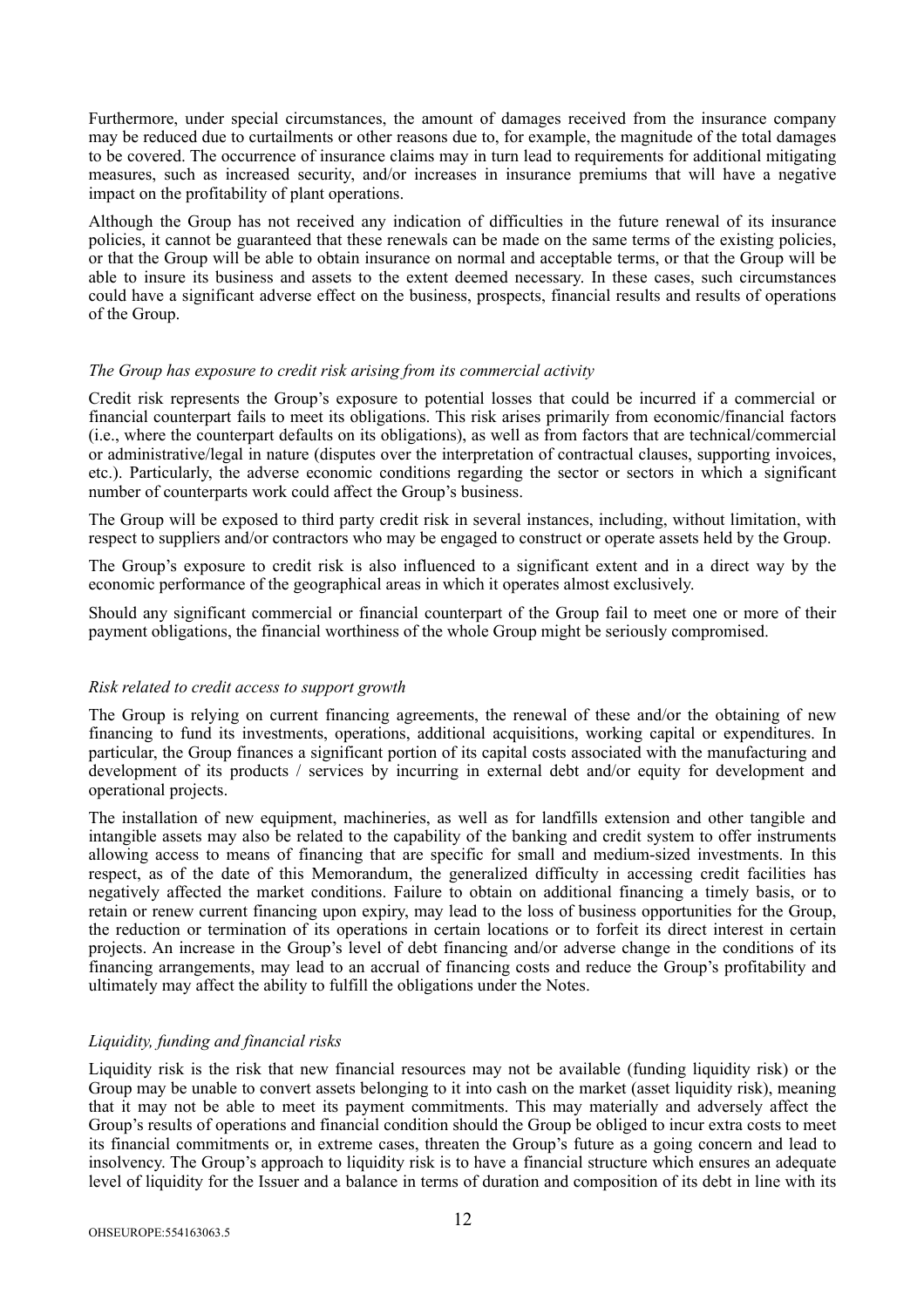Furthermore, under special circumstances, the amount of damages received from the insurance company may be reduced due to curtailments or other reasons due to, for example, the magnitude of the total damages to be covered. The occurrence of insurance claims may in turn lead to requirements for additional mitigating measures, such as increased security, and/or increases in insurance premiums that will have a negative impact on the profitability of plant operations.

Although the Group has not received any indication of difficulties in the future renewal of its insurance policies, it cannot be guaranteed that these renewals can be made on the same terms of the existing policies, or that the Group will be able to obtain insurance on normal and acceptable terms, or that the Group will be able to insure its business and assets to the extent deemed necessary. In these cases, such circumstances could have a significant adverse effect on the business, prospects, financial results and results of operations of the Group.

*The Group has exposure to credit risk arising from its commercial activity*

Credit risk represents the Group's exposure to potential losses that could be incurred if a commercial or financial counterpart fails to meet its obligations. This risk arises primarily from economic/financial factors (i.e., where the counterpart defaults on its obligations), as well as from factors that are technical/commercial or administrative/legal in nature (disputes over the interpretation of contractual clauses, supporting invoices, etc.). Particularly, the adverse economic conditions regarding the sector or sectors in which a significant number of counterparts work could affect the Group's business.

The Group will be exposed to third party credit risk in several instances, including, without limitation, with respect to suppliers and/or contractors who may be engaged to construct or operate assets held by the Group.

The Group's exposure to credit risk is also influenced to a significant extent and in a direct way by the economic performance of the geographical areas in which it operates almost exclusively.

Should any significant commercial or financial counterpart of the Group fail to meet one or more of their payment obligations, the financial worthiness of the whole Group might be seriously compromised.

*Risk related to credit access to support growth*

The Group is relying on current financing agreements, the renewal of these and/or the obtaining of new financing to fund its investments, operations, additional acquisitions, working capital or expenditures. In particular, the Group finances a significant portion of its capital costs associated with the manufacturing and development of its products / services by incurring in external debt and/or equity for development and operational projects.

The installation of new equipment, machineries, as well as for landfills extension and other tangible and intangible assets may also be related to the capability of the banking and credit system to offer instruments allowing access to means of financing that are specific for small and medium-sized investments. In this respect, as of the date of this Memorandum, the generalized difficulty in accessing credit facilities has negatively affected the market conditions. Failure to obtain on additional financing a timely basis, or to retain or renew current financing upon expiry, may lead to the loss of business opportunities for the Group, the reduction or termination of its operations in certain locations or to forfeit its direct interest in certain projects. An increase in the Group's level of debt financing and/or adverse change in the conditions of its financing arrangements, may lead to an accrual of financing costs and reduce the Group's profitability and ultimately may affect the ability to fulfill the obligations under the Notes.

*Liquidity, funding and financial risks*

Liquidity risk is the risk that new financial resources may not be available (funding liquidity risk) or the Group may be unable to convert assets belonging to it into cash on the market (asset liquidity risk), meaning that it may not be able to meet its payment commitments. This may materially and adversely affect the Group's results of operations and financial condition should the Group be obliged to incur extra costs to meet its financial commitments or, in extreme cases, threaten the Group's future as a going concern and lead to insolvency. The Group's approach to liquidity risk is to have a financial structure which ensures an adequate level of liquidity for the Issuer and a balance in terms of duration and composition of its debt in line with its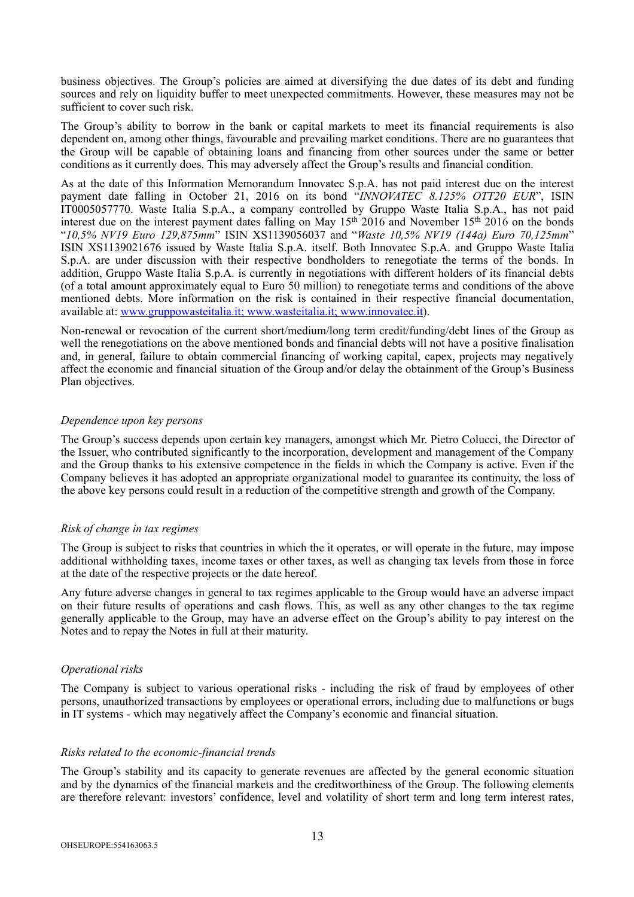business objectives. The Group's policies are aimed at diversifying the due dates of its debt and funding sources and rely on liquidity buffer to meet unexpected commitments. However, these measures may not be sufficient to cover such risk.

The Group's ability to borrow in the bank or capital markets to meet its financial requirements is also dependent on, among other things, favourable and prevailing market conditions. There are no guarantees that the Group will be capable of obtaining loans and financing from other sources under the same or better conditions as it currently does. This may adversely affect the Group's results and financial condition.

As at the date of this Information Memorandum Innovatec S.p.A. has not paid interest due on the interest payment date falling in October 21, 2016 on its bond "*INNOVATEC 8.125% OTT20 EUR*", ISIN IT0005057770. Waste Italia S.p.A., a company controlled by Gruppo Waste Italia S.p.A., has not paid interest due on the interest payment dates falling on May 15th 2016 and November 15th 2016 on the bonds "*10,5% NV19 Euro 129,875mm*" ISIN XS1139056037 and "*Waste 10,5% NV19 (144a) Euro 70,125mm*" ISIN XS1139021676 issued by Waste Italia S.p.A. itself. Both Innovatec S.p.A. and Gruppo Waste Italia S.p.A. are under discussion with their respective bondholders to renegotiate the terms of the bonds. In addition, Gruppo Waste Italia S.p.A. is currently in negotiations with different holders of its financial debts (of a total amount approximately equal to Euro 50 million) to renegotiate terms and conditions of the above mentioned debts. More information on the risk is contained in their respective financial documentation, available at: www.gruppowasteitalia.it; www.wasteitalia.it; www.innovatec.it).

Non-renewal or revocation of the current short/medium/long term credit/funding/debt lines of the Group as well the renegotiations on the above mentioned bonds and financial debts will not have a positive finalisation and, in general, failure to obtain commercial financing of working capital, capex, projects may negatively affect the economic and financial situation of the Group and/or delay the obtainment of the Group's Business Plan objectives.

*Dependence upon key persons*

The Group's success depends upon certain key managers, amongst which Mr. Pietro Colucci, the Director of the Issuer, who contributed significantly to the incorporation, development and management of the Company and the Group thanks to his extensive competence in the fields in which the Company is active. Even if the Company believes it has adopted an appropriate organizational model to guarantee its continuity, the loss of the above key persons could result in a reduction of the competitive strength and growth of the Company.

*Risk of change in tax regimes*

The Group is subject to risks that countries in which the it operates, or will operate in the future, may impose additional withholding taxes, income taxes or other taxes, as well as changing tax levels from those in force at the date of the respective projects or the date hereof.

Any future adverse changes in general to tax regimes applicable to the Group would have an adverse impact on their future results of operations and cash flows. This, as well as any other changes to the tax regime generally applicable to the Group, may have an adverse effect on the Group's ability to pay interest on the Notes and to repay the Notes in full at their maturity.

*Operational risks*

The Company is subject to various operational risks - including the risk of fraud by employees of other persons, unauthorized transactions by employees or operational errors, including due to malfunctions or bugs in IT systems - which may negatively affect the Company's economic and financial situation.

*Risks related to the economic-financial trends*

The Group's stability and its capacity to generate revenues are affected by the general economic situation and by the dynamics of the financial markets and the creditworthiness of the Group. The following elements are therefore relevant: investors' confidence, level and volatility of short term and long term interest rates,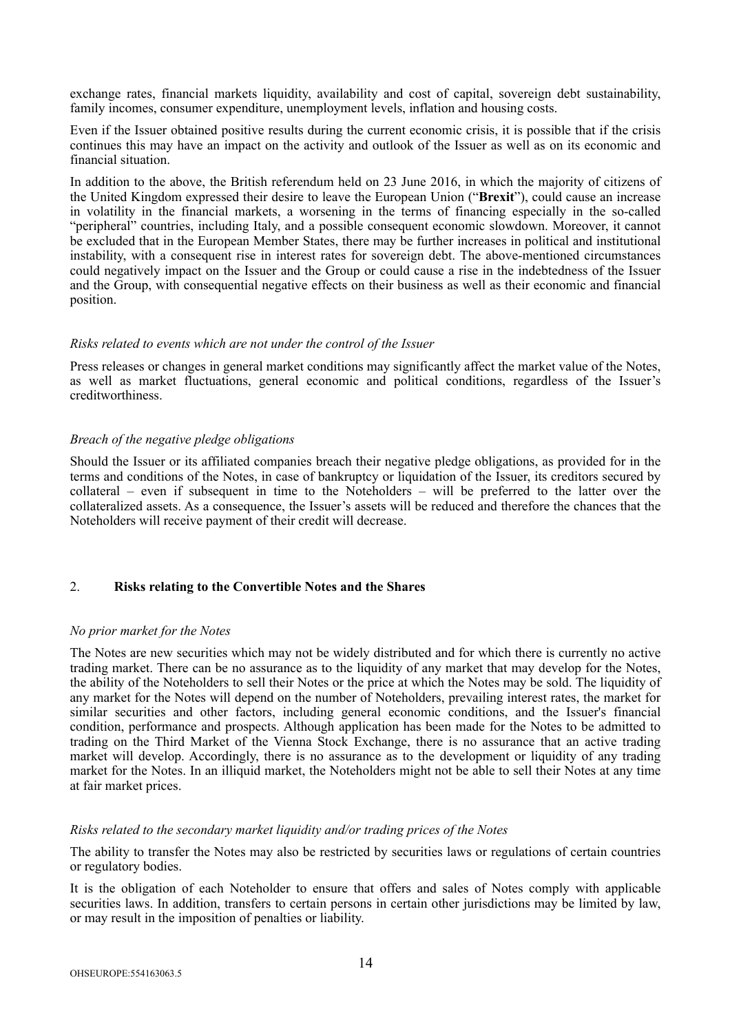exchange rates, financial markets liquidity, availability and cost of capital, sovereign debt sustainability, family incomes, consumer expenditure, unemployment levels, inflation and housing costs.

Even if the Issuer obtained positive results during the current economic crisis, it is possible that if the crisis continues this may have an impact on the activity and outlook of the Issuer as well as on its economic and financial situation.

In addition to the above, the British referendum held on 23 June 2016, in which the majority of citizens of the United Kingdom expressed their desire to leave the European Union ("**Brexit**"), could cause an increase in volatility in the financial markets, a worsening in the terms of financing especially in the so-called "peripheral" countries, including Italy, and a possible consequent economic slowdown. Moreover, it cannot be excluded that in the European Member States, there may be further increases in political and institutional instability, with a consequent rise in interest rates for sovereign debt. The above-mentioned circumstances could negatively impact on the Issuer and the Group or could cause a rise in the indebtedness of the Issuer and the Group, with consequential negative effects on their business as well as their economic and financial position.

*Risks related to events which are not under the control of the Issuer*

Press releases or changes in general market conditions may significantly affect the market value of the Notes, as well as market fluctuations, general economic and political conditions, regardless of the Issuer's creditworthiness.

*Breach of the negative pledge obligations*

Should the Issuer or its affiliated companies breach their negative pledge obligations, as provided for in the terms and conditions of the Notes, in case of bankruptcy or liquidation of the Issuer, its creditors secured by collateral – even if subsequent in time to the Noteholders – will be preferred to the latter over the collateralized assets. As a consequence, the Issuer's assets will be reduced and therefore the chances that the Noteholders will receive payment of their credit will decrease.

## 2. **Risks relating to the Convertible Notes and the Shares**

*No prior market for the Notes*

The Notes are new securities which may not be widely distributed and for which there is currently no active trading market. There can be no assurance as to the liquidity of any market that may develop for the Notes, the ability of the Noteholders to sell their Notes or the price at which the Notes may be sold. The liquidity of any market for the Notes will depend on the number of Noteholders, prevailing interest rates, the market for similar securities and other factors, including general economic conditions, and the Issuer's financial condition, performance and prospects. Although application has been made for the Notes to be admitted to trading on the Third Market of the Vienna Stock Exchange, there is no assurance that an active trading market will develop. Accordingly, there is no assurance as to the development or liquidity of any trading market for the Notes. In an illiquid market, the Noteholders might not be able to sell their Notes at any time at fair market prices.

*Risks related to the secondary market liquidity and/or trading prices of the Notes*

The ability to transfer the Notes may also be restricted by securities laws or regulations of certain countries or regulatory bodies.

It is the obligation of each Noteholder to ensure that offers and sales of Notes comply with applicable securities laws. In addition, transfers to certain persons in certain other jurisdictions may be limited by law, or may result in the imposition of penalties or liability.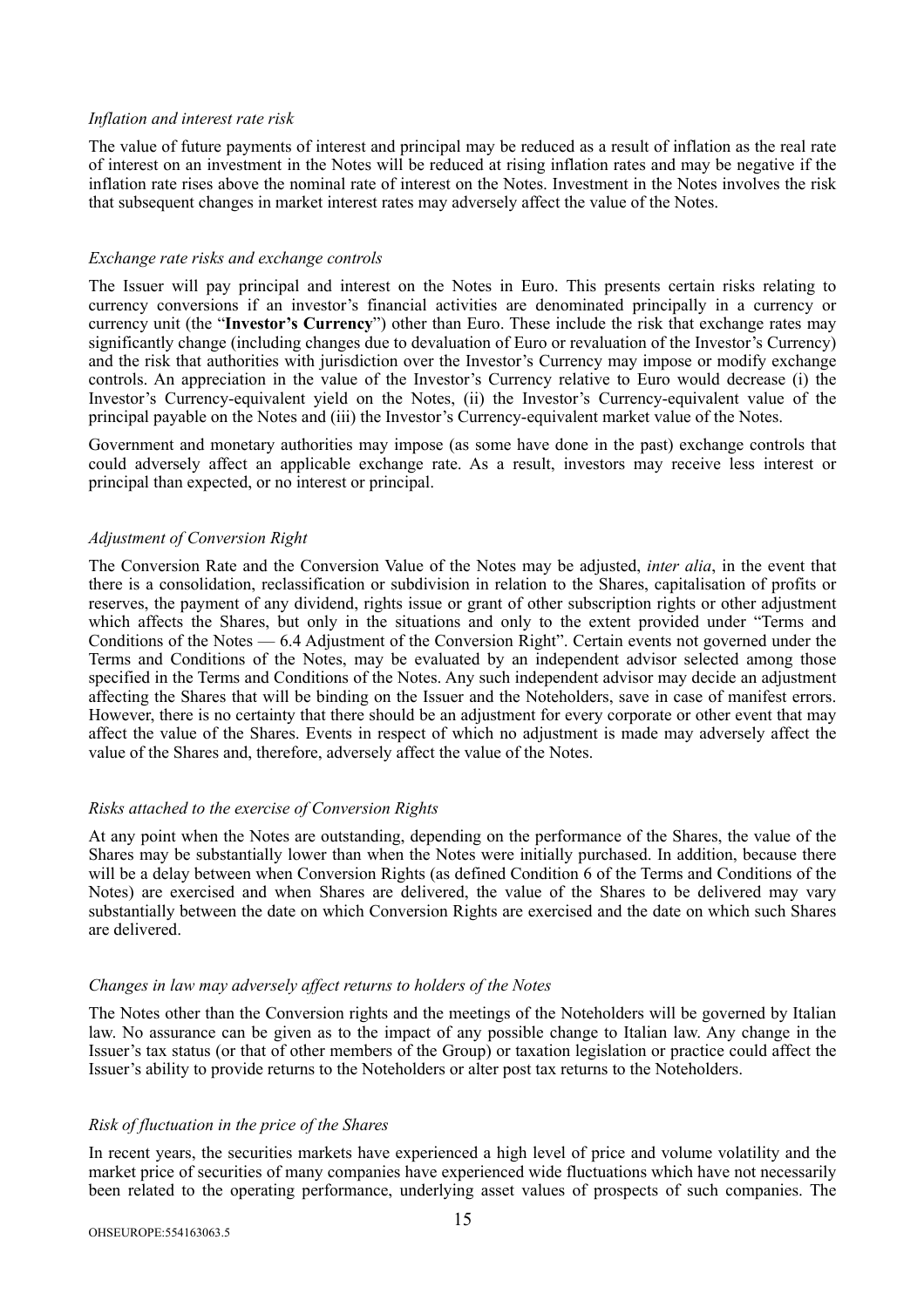*Inflation and interest rate risk*

The value of future payments of interest and principal may be reduced as a result of inflation as the real rate of interest on an investment in the Notes will be reduced at rising inflation rates and may be negative if the inflation rate rises above the nominal rate of interest on the Notes. Investment in the Notes involves the risk that subsequent changes in market interest rates may adversely affect the value of the Notes.

*Exchange rate risks and exchange controls*

The Issuer will pay principal and interest on the Notes in Euro. This presents certain risks relating to currency conversions if an investor's financial activities are denominated principally in a currency or currency unit (the "**Investor's Currency**") other than Euro. These include the risk that exchange rates may significantly change (including changes due to devaluation of Euro or revaluation of the Investor's Currency) and the risk that authorities with jurisdiction over the Investor's Currency may impose or modify exchange controls. An appreciation in the value of the Investor's Currency relative to Euro would decrease (i) the Investor's Currency-equivalent yield on the Notes, (ii) the Investor's Currency-equivalent value of the principal payable on the Notes and (iii) the Investor's Currency-equivalent market value of the Notes.

Government and monetary authorities may impose (as some have done in the past) exchange controls that could adversely affect an applicable exchange rate. As a result, investors may receive less interest or principal than expected, or no interest or principal.

*Adjustment of Conversion Right*

The Conversion Rate and the Conversion Value of the Notes may be adjusted, *inter alia*, in the event that there is a consolidation, reclassification or subdivision in relation to the Shares, capitalisation of profits or reserves, the payment of any dividend, rights issue or grant of other subscription rights or other adjustment which affects the Shares, but only in the situations and only to the extent provided under "Terms and Conditions of the Notes — 6.4 Adjustment of the Conversion Right". Certain events not governed under the Terms and Conditions of the Notes, may be evaluated by an independent advisor selected among those specified in the Terms and Conditions of the Notes. Any such independent advisor may decide an adjustment affecting the Shares that will be binding on the Issuer and the Noteholders, save in case of manifest errors. However, there is no certainty that there should be an adjustment for every corporate or other event that may affect the value of the Shares. Events in respect of which no adjustment is made may adversely affect the value of the Shares and, therefore, adversely affect the value of the Notes.

*Risks attached to the exercise of Conversion Rights*

At any point when the Notes are outstanding, depending on the performance of the Shares, the value of the Shares may be substantially lower than when the Notes were initially purchased. In addition, because there will be a delay between when Conversion Rights (as defined Condition 6 of the Terms and Conditions of the Notes) are exercised and when Shares are delivered, the value of the Shares to be delivered may vary substantially between the date on which Conversion Rights are exercised and the date on which such Shares are delivered.

*Changes in law may adversely affect returns to holders of the Notes*

The Notes other than the Conversion rights and the meetings of the Noteholders will be governed by Italian law. No assurance can be given as to the impact of any possible change to Italian law. Any change in the Issuer's tax status (or that of other members of the Group) or taxation legislation or practice could affect the Issuer's ability to provide returns to the Noteholders or alter post tax returns to the Noteholders.

*Risk of fluctuation in the price of the Shares*

In recent years, the securities markets have experienced a high level of price and volume volatility and the market price of securities of many companies have experienced wide fluctuations which have not necessarily been related to the operating performance, underlying asset values of prospects of such companies. The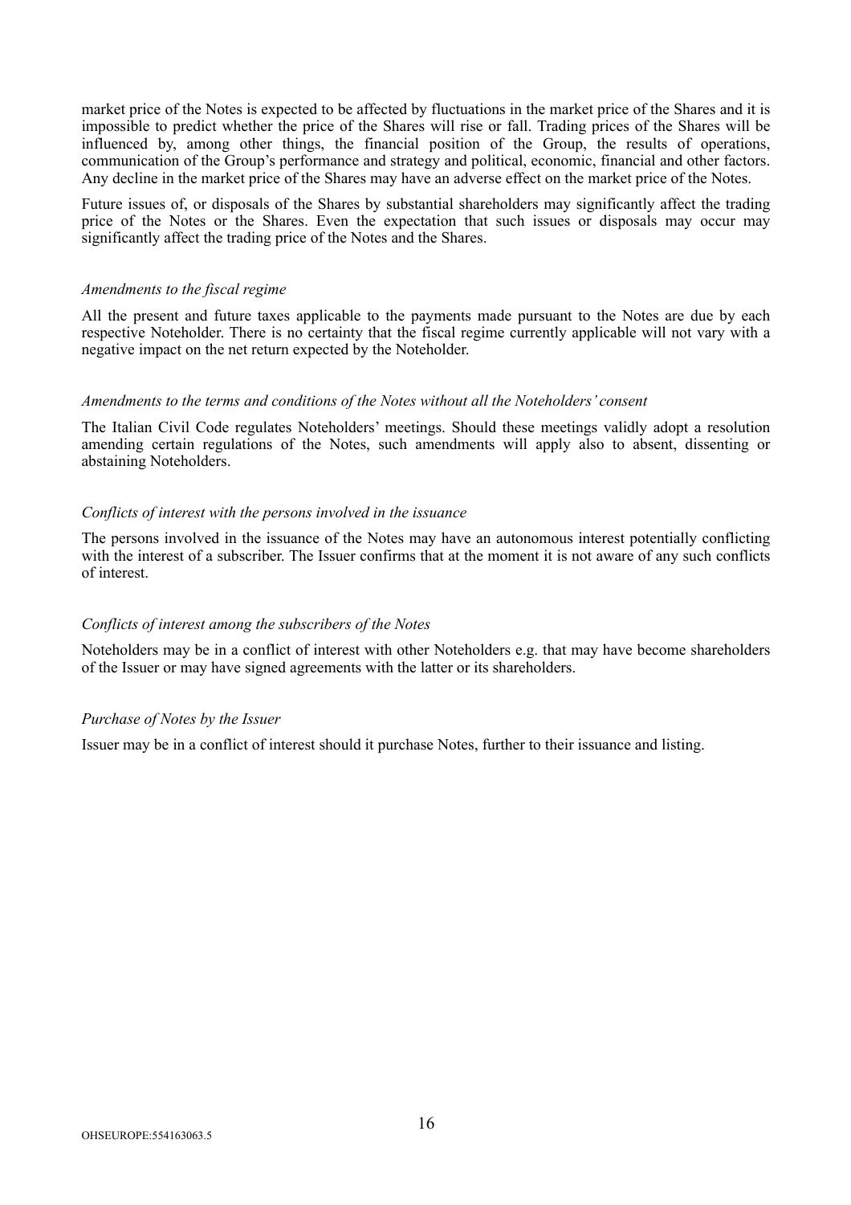market price of the Notes is expected to be affected by fluctuations in the market price of the Shares and it is impossible to predict whether the price of the Shares will rise or fall. Trading prices of the Shares will be influenced by, among other things, the financial position of the Group, the results of operations, communication of the Group's performance and strategy and political, economic, financial and other factors. Any decline in the market price of the Shares may have an adverse effect on the market price of the Notes.

Future issues of, or disposals of the Shares by substantial shareholders may significantly affect the trading price of the Notes or the Shares. Even the expectation that such issues or disposals may occur may significantly affect the trading price of the Notes and the Shares.

*Amendments to the fiscal regime*

All the present and future taxes applicable to the payments made pursuant to the Notes are due by each respective Noteholder. There is no certainty that the fiscal regime currently applicable will not vary with a negative impact on the net return expected by the Noteholder.

*Amendments to the terms and conditions of the Notes without all the Noteholders' consent*

The Italian Civil Code regulates Noteholders' meetings. Should these meetings validly adopt a resolution amending certain regulations of the Notes, such amendments will apply also to absent, dissenting or abstaining Noteholders.

*Conflicts of interest with the persons involved in the issuance*

The persons involved in the issuance of the Notes may have an autonomous interest potentially conflicting with the interest of a subscriber. The Issuer confirms that at the moment it is not aware of any such conflicts of interest.

*Conflicts of interest among the subscribers of the Notes*

Noteholders may be in a conflict of interest with other Noteholders e.g. that may have become shareholders of the Issuer or may have signed agreements with the latter or its shareholders.

*Purchase of Notes by the Issuer*

Issuer may be in a conflict of interest should it purchase Notes, further to their issuance and listing.